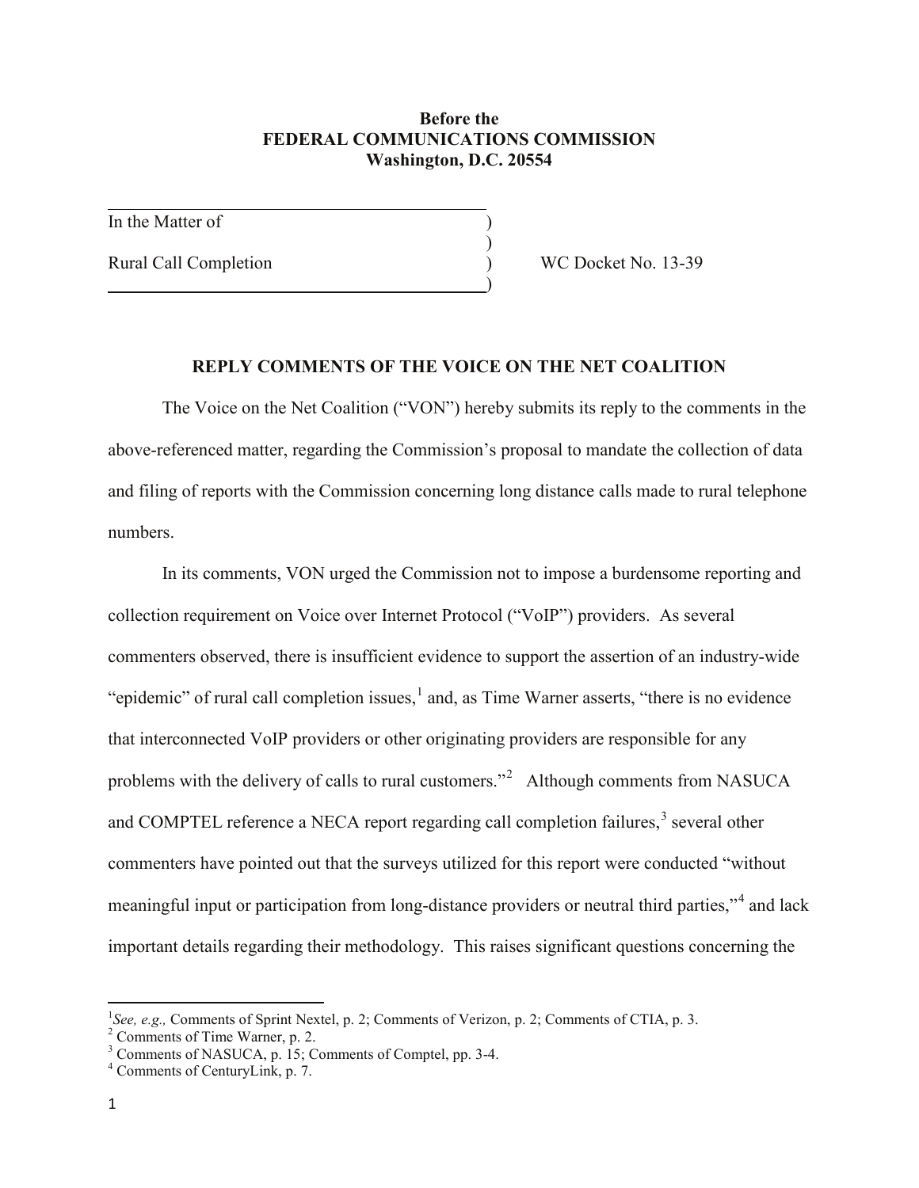**Before the**
**FEDERAL COMMUNICATIONS COMMISSION**
**Washington, D.C. 20554**

| | | |
|---|---|---|
| In the Matter of | ) | |
| | ) | |
| Rural Call Completion | ) | WC Docket No. 13-39 |
| | ) | |

## REPLY COMMENTS OF THE VOICE ON THE NET COALITION

The Voice on the Net Coalition ("VON") hereby submits its reply to the comments in the above-referenced matter, regarding the Commission's proposal to mandate the collection of data and filing of reports with the Commission concerning long distance calls made to rural telephone numbers.

In its comments, VON urged the Commission not to impose a burdensome reporting and collection requirement on Voice over Internet Protocol ("VoIP") providers. As several commenters observed, there is insufficient evidence to support the assertion of an industry-wide "epidemic" of rural call completion issues,[1] and, as Time Warner asserts, "there is no evidence that interconnected VoIP providers or other originating providers are responsible for any problems with the delivery of calls to rural customers."[2] Although comments from NASUCA and COMPTEL reference a NECA report regarding call completion failures,[3] several other commenters have pointed out that the surveys utilized for this report were conducted "without meaningful input or participation from long-distance providers or neutral third parties,"[4] and lack important details regarding their methodology. This raises significant questions concerning the

---

[1] *See, e.g.,* Comments of Sprint Nextel, p. 2; Comments of Verizon, p. 2; Comments of CTIA, p. 3.

[2] Comments of Time Warner, p. 2.

[3] Comments of NASUCA, p. 15; Comments of Comptel, pp. 3-4.

[4] Comments of CenturyLink, p. 7.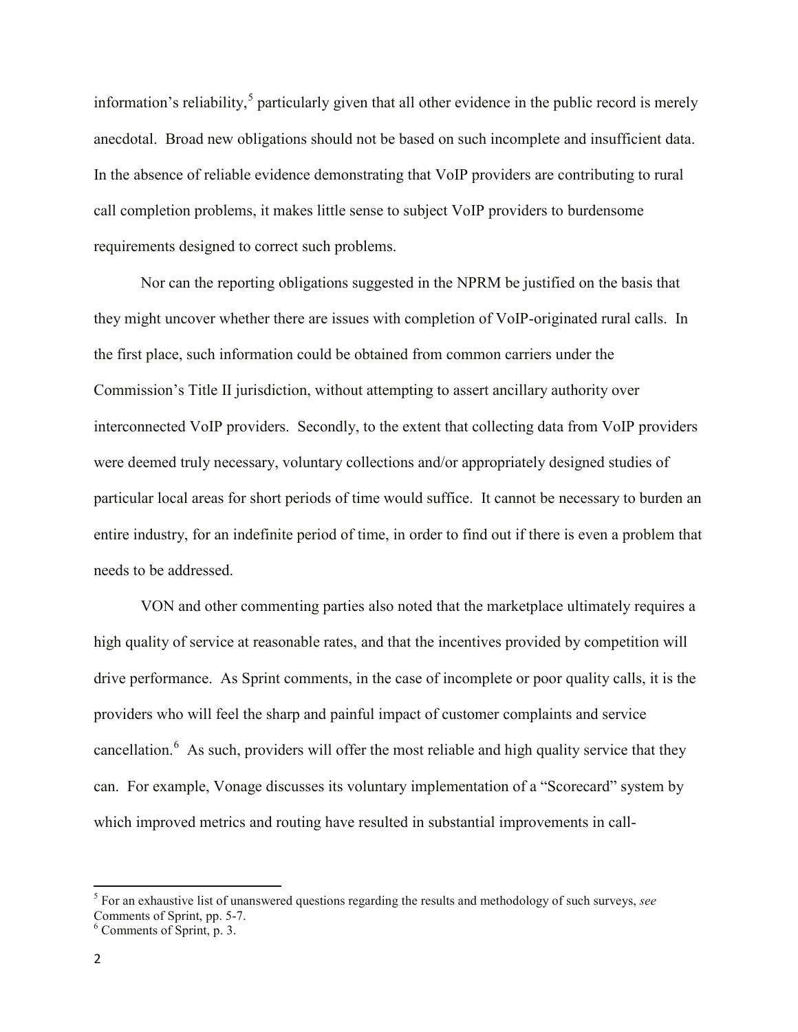information's reliability,[5] particularly given that all other evidence in the public record is merely anecdotal. Broad new obligations should not be based on such incomplete and insufficient data. In the absence of reliable evidence demonstrating that VoIP providers are contributing to rural call completion problems, it makes little sense to subject VoIP providers to burdensome requirements designed to correct such problems.

Nor can the reporting obligations suggested in the NPRM be justified on the basis that they might uncover whether there are issues with completion of VoIP-originated rural calls. In the first place, such information could be obtained from common carriers under the Commission's Title II jurisdiction, without attempting to assert ancillary authority over interconnected VoIP providers. Secondly, to the extent that collecting data from VoIP providers were deemed truly necessary, voluntary collections and/or appropriately designed studies of particular local areas for short periods of time would suffice. It cannot be necessary to burden an entire industry, for an indefinite period of time, in order to find out if there is even a problem that needs to be addressed.

VON and other commenting parties also noted that the marketplace ultimately requires a high quality of service at reasonable rates, and that the incentives provided by competition will drive performance. As Sprint comments, in the case of incomplete or poor quality calls, it is the providers who will feel the sharp and painful impact of customer complaints and service cancellation.[6] As such, providers will offer the most reliable and high quality service that they can. For example, Vonage discusses its voluntary implementation of a "Scorecard" system by which improved metrics and routing have resulted in substantial improvements in call-

---

[5] For an exhaustive list of unanswered questions regarding the results and methodology of such surveys, *see* Comments of Sprint, pp. 5-7.

[6] Comments of Sprint, p. 3.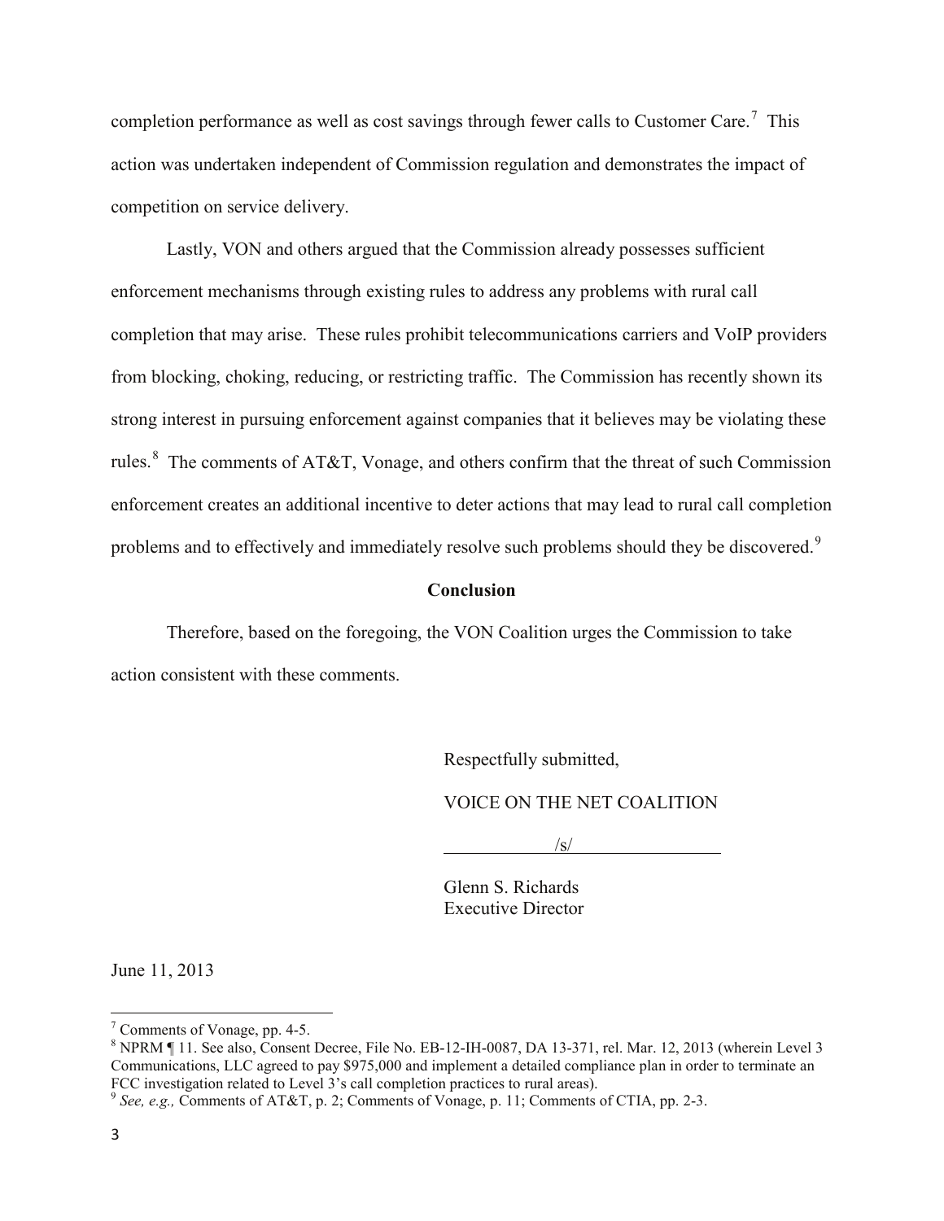completion performance as well as cost savings through fewer calls to Customer Care.[7] This action was undertaken independent of Commission regulation and demonstrates the impact of competition on service delivery.

Lastly, VON and others argued that the Commission already possesses sufficient enforcement mechanisms through existing rules to address any problems with rural call completion that may arise. These rules prohibit telecommunications carriers and VoIP providers from blocking, choking, reducing, or restricting traffic. The Commission has recently shown its strong interest in pursuing enforcement against companies that it believes may be violating these rules.[8] The comments of AT&T, Vonage, and others confirm that the threat of such Commission enforcement creates an additional incentive to deter actions that may lead to rural call completion problems and to effectively and immediately resolve such problems should they be discovered.[9]

**Conclusion**

Therefore, based on the foregoing, the VON Coalition urges the Commission to take action consistent with these comments.

Respectfully submitted,

VOICE ON THE NET COALITION

/s/

Glenn S. Richards
Executive Director

June 11, 2013

---

[7] Comments of Vonage, pp. 4-5.

[8] NPRM ¶ 11. See also, Consent Decree, File No. EB-12-IH-0087, DA 13-371, rel. Mar. 12, 2013 (wherein Level 3 Communications, LLC agreed to pay $975,000 and implement a detailed compliance plan in order to terminate an FCC investigation related to Level 3's call completion practices to rural areas).

[9] *See, e.g.,* Comments of AT&T, p. 2; Comments of Vonage, p. 11; Comments of CTIA, pp. 2-3.